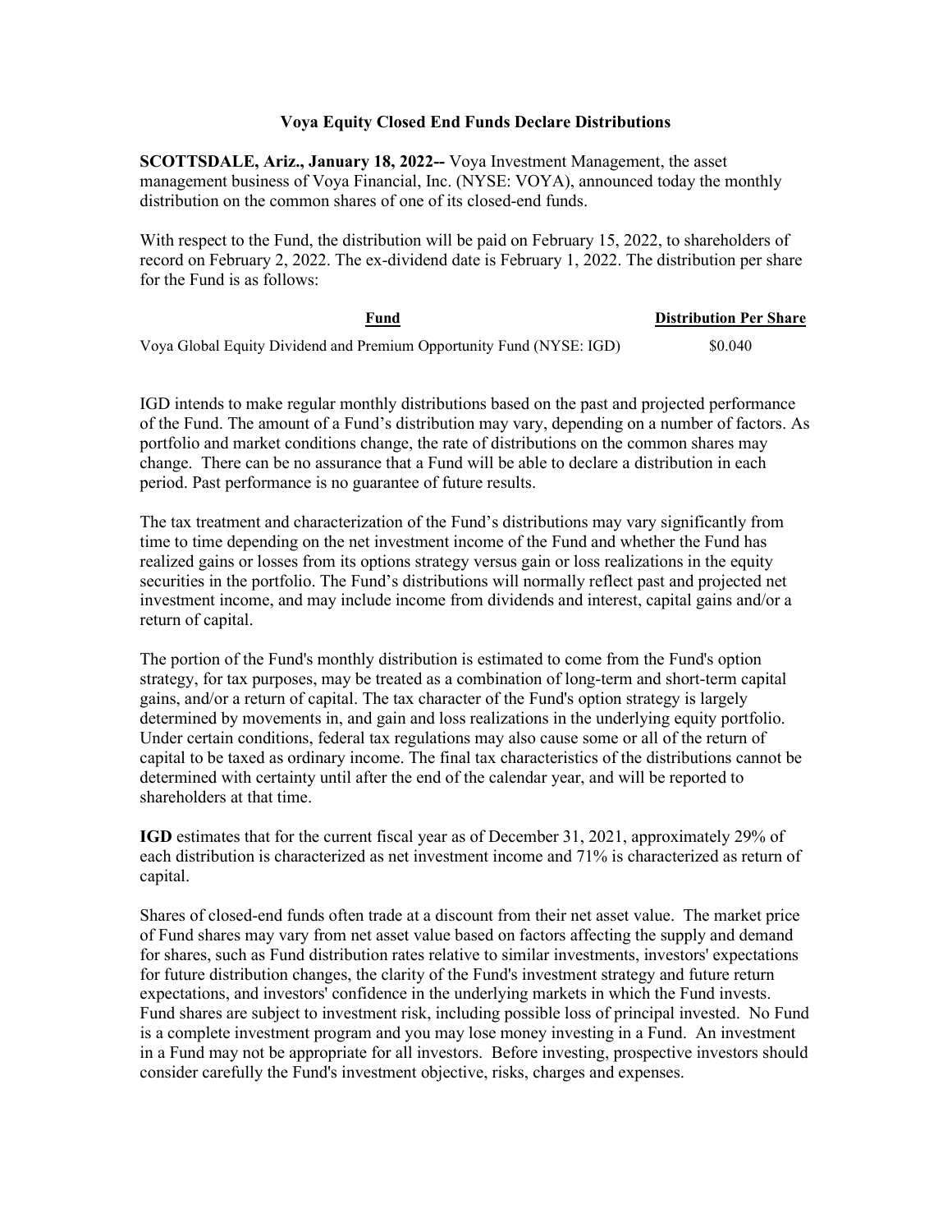# Voya Equity Closed End Funds Declare Distributions

**SCOTTSDALE, Ariz., January 18, 2022--** Voya Investment Management, the asset management business of Voya Financial, Inc. (NYSE: VOYA), announced today the monthly distribution on the common shares of one of its closed-end funds.

With respect to the Fund, the distribution will be paid on February 15, 2022, to shareholders of record on February 2, 2022. The ex-dividend date is February 1, 2022. The distribution per share for the Fund is as follows:

| Fund | Distribution Per Share |
| --- | --- |
| Voya Global Equity Dividend and Premium Opportunity Fund (NYSE: IGD) | $0.040 |

IGD intends to make regular monthly distributions based on the past and projected performance of the Fund. The amount of a Fund's distribution may vary, depending on a number of factors. As portfolio and market conditions change, the rate of distributions on the common shares may change. There can be no assurance that a Fund will be able to declare a distribution in each period. Past performance is no guarantee of future results.

The tax treatment and characterization of the Fund's distributions may vary significantly from time to time depending on the net investment income of the Fund and whether the Fund has realized gains or losses from its options strategy versus gain or loss realizations in the equity securities in the portfolio. The Fund's distributions will normally reflect past and projected net investment income, and may include income from dividends and interest, capital gains and/or a return of capital.

The portion of the Fund's monthly distribution is estimated to come from the Fund's option strategy, for tax purposes, may be treated as a combination of long-term and short-term capital gains, and/or a return of capital. The tax character of the Fund's option strategy is largely determined by movements in, and gain and loss realizations in the underlying equity portfolio. Under certain conditions, federal tax regulations may also cause some or all of the return of capital to be taxed as ordinary income. The final tax characteristics of the distributions cannot be determined with certainty until after the end of the calendar year, and will be reported to shareholders at that time.

**IGD** estimates that for the current fiscal year as of December 31, 2021, approximately 29% of each distribution is characterized as net investment income and 71% is characterized as return of capital.

Shares of closed-end funds often trade at a discount from their net asset value. The market price of Fund shares may vary from net asset value based on factors affecting the supply and demand for shares, such as Fund distribution rates relative to similar investments, investors' expectations for future distribution changes, the clarity of the Fund's investment strategy and future return expectations, and investors' confidence in the underlying markets in which the Fund invests. Fund shares are subject to investment risk, including possible loss of principal invested. No Fund is a complete investment program and you may lose money investing in a Fund. An investment in a Fund may not be appropriate for all investors. Before investing, prospective investors should consider carefully the Fund's investment objective, risks, charges and expenses.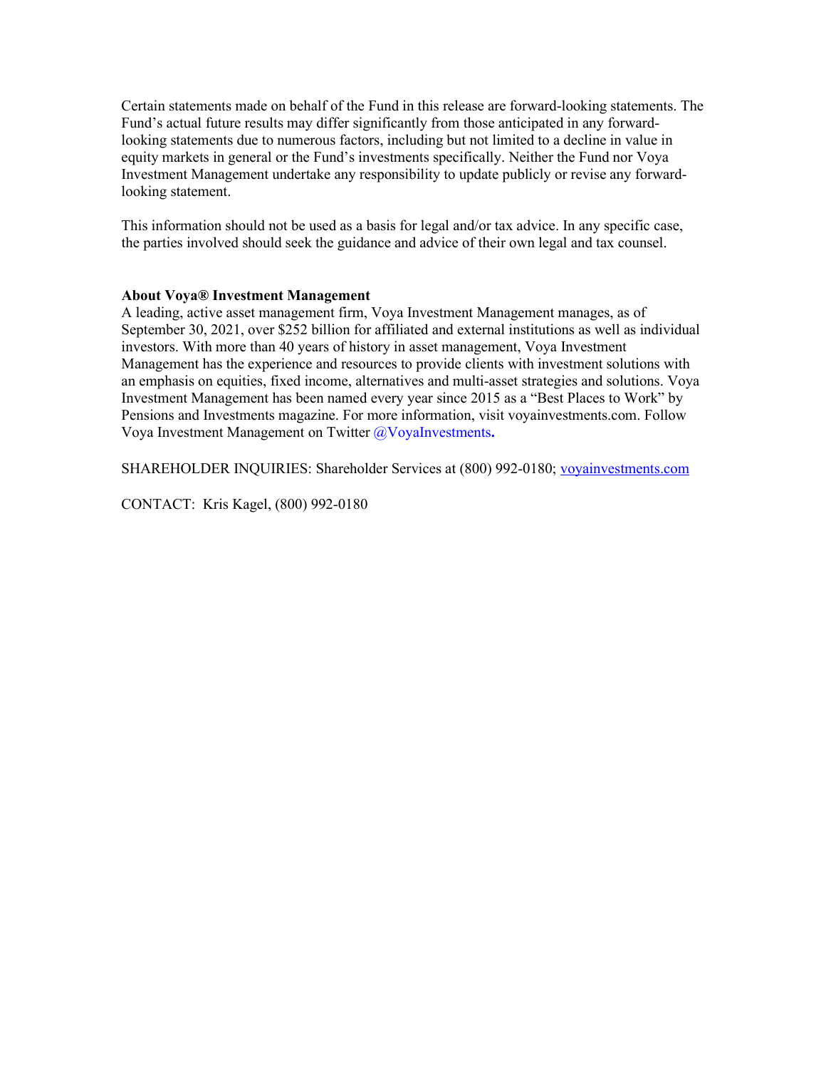Certain statements made on behalf of the Fund in this release are forward-looking statements. The Fund's actual future results may differ significantly from those anticipated in any forward-looking statements due to numerous factors, including but not limited to a decline in value in equity markets in general or the Fund's investments specifically. Neither the Fund nor Voya Investment Management undertake any responsibility to update publicly or revise any forward-looking statement.

This information should not be used as a basis for legal and/or tax advice. In any specific case, the parties involved should seek the guidance and advice of their own legal and tax counsel.

**About Voya® Investment Management**
A leading, active asset management firm, Voya Investment Management manages, as of September 30, 2021, over $252 billion for affiliated and external institutions as well as individual investors. With more than 40 years of history in asset management, Voya Investment Management has the experience and resources to provide clients with investment solutions with an emphasis on equities, fixed income, alternatives and multi-asset strategies and solutions. Voya Investment Management has been named every year since 2015 as a "Best Places to Work" by Pensions and Investments magazine. For more information, visit voyainvestments.com. Follow Voya Investment Management on Twitter @VoyaInvestments.

SHAREHOLDER INQUIRIES: Shareholder Services at (800) 992-0180; voyainvestments.com

CONTACT: Kris Kagel, (800) 992-0180